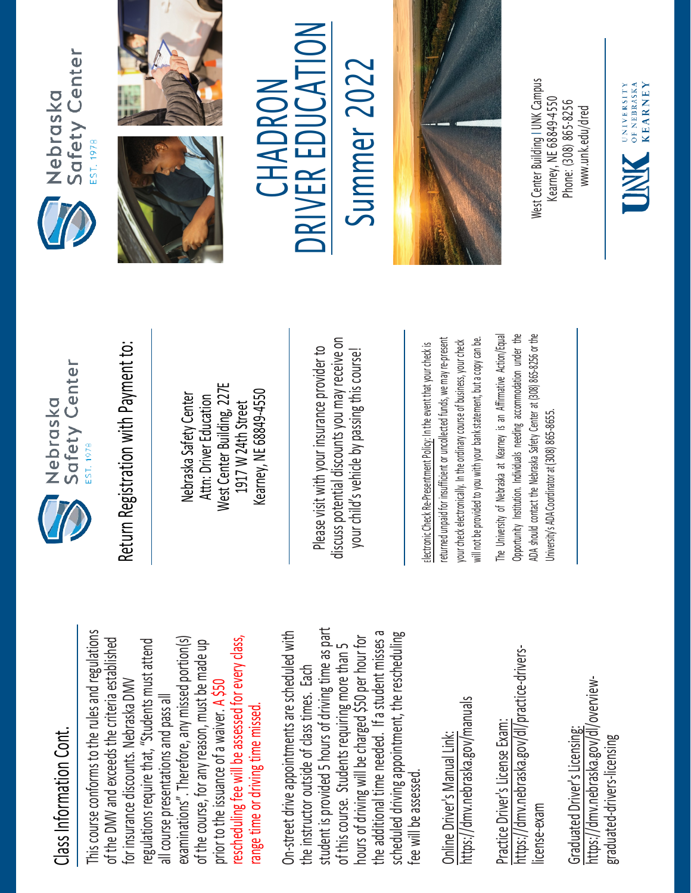## Class Information Cont.

This course conforms to the rules and regulations of the DMV and exceeds the criteria established for insurance discounts. Nebraska DMV regulations require that, "Students must attend all course presentations and pass all examinations". Therefore, any missed portion(s) of the course, for any reason, must be made up prior to the issuance of a waiver. A $50 rescheduling fee will be assessed for every class, range time or driving time missed.

On-street drive appointments are scheduled with the instructor outside of class times. Each student is provided 5 hours of driving time as part of this course. Students requiring more than 5 hours of driving will be charged $50 per hour for the additional time needed. If a student misses a scheduled driving appointment, the rescheduling fee will be assessed.

Online Driver's Manual Link:
https://dmv.nebraska.gov/manuals

Practice Driver's License Exam:
https://dmv.nebraska.gov/dl/practice-drivers-license-exam

Graduated Driver's Licensing:
https://dmv.nebraska.gov/dl/overview-graduated-drivers-licensing

Nebraska Safety Center
EST. 1978

## Return Registration with Payment to:

Nebraska Safety Center
Attn: Driver Education
West Center Building, 227E
1917 W 24th Street
Kearney, NE 68849-4550

Please visit with your insurance provider to discuss potential discounts you may receive on your child's vehicle by passing this course!

Electronic Check Re-Presentment Policy: In the event that your check is returned unpaid for insufficient or uncollected funds, we may re-present your check electronically. In the ordinary course of business, your check will not be provided to you with your bank statement, but a copy can be.

The University of Nebraska at Kearney is an Affirmative Action/Equal Opportunity Institution. Individuals needing accommodation under the ADA should contact the Nebraska Safety Center at (308) 865-8256 or the University's ADA Coordinator at (308) 865-8655.

Nebraska Safety Center
EST. 1978

# CHADRON DRIVER EDUCATION

# Summer 2022

West Center Building | UNK Campus
Kearney, NE 68849-4550
Phone: (308) 865-8256
www.unk.edu/dred

UNK University of Nebraska Kearney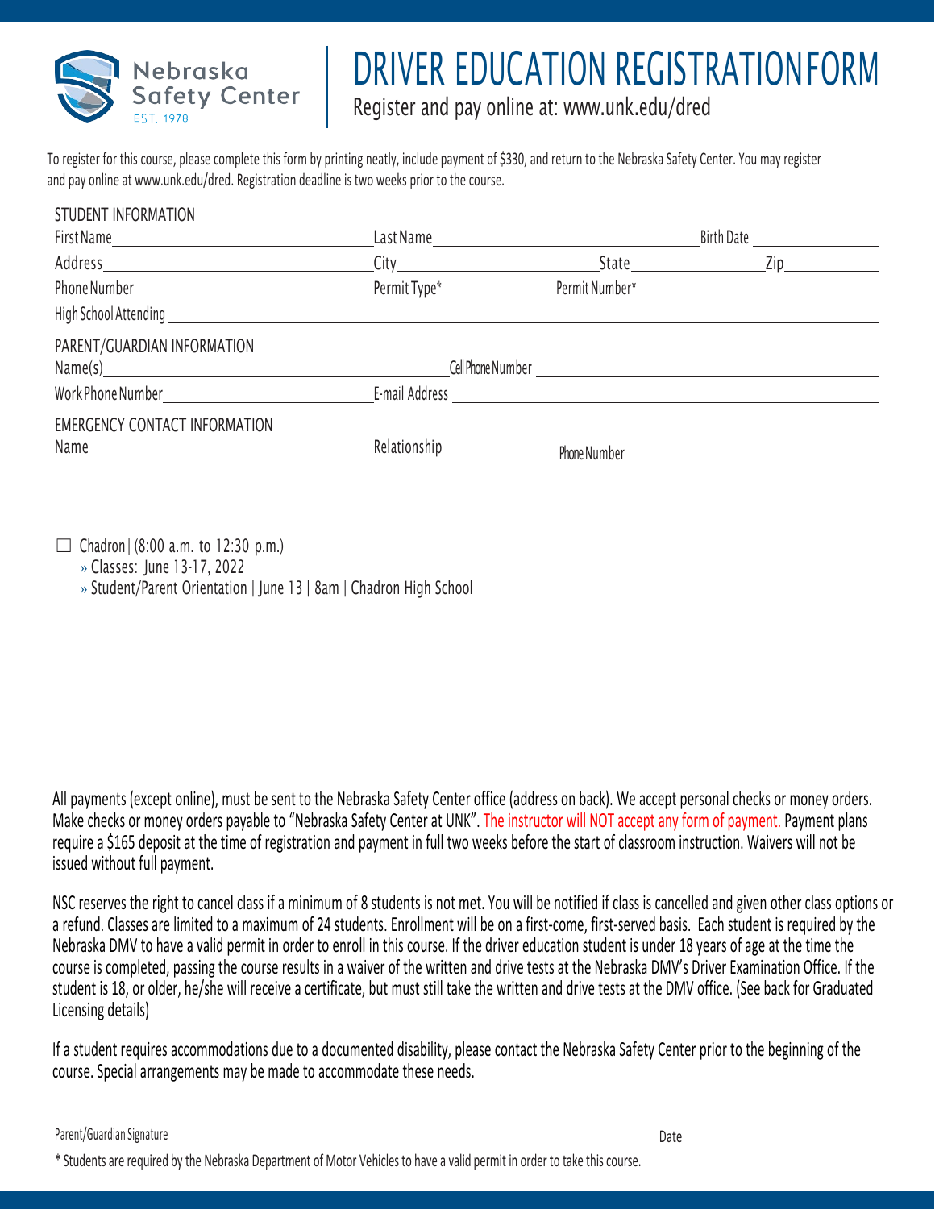Nebraska Safety Center
EST. 1978

# DRIVER EDUCATION REGISTRATION FORM

Register and pay online at: www.unk.edu/dred

To register for this course, please complete this form by printing neatly, include payment of $330, and return to the Nebraska Safety Center. You may register and pay online at www.unk.edu/dred. Registration deadline is two weeks prior to the course.

## STUDENT INFORMATION

First Name\_\_\_\_\_\_\_\_\_\_\_\_\_\_\_\_\_\_\_\_ Last Name\_\_\_\_\_\_\_\_\_\_\_\_\_\_\_\_\_\_\_\_ Birth Date\_\_\_\_\_\_\_\_\_\_

Address\_\_\_\_\_\_\_\_\_\_\_\_\_\_\_\_\_\_\_\_ City\_\_\_\_\_\_\_\_\_\_\_\_\_\_ State\_\_\_\_\_\_\_\_ Zip\_\_\_\_\_\_\_\_

Phone Number\_\_\_\_\_\_\_\_\_\_\_\_\_\_\_\_\_\_\_\_ Permit Type*\_\_\_\_\_\_\_\_ Permit Number*\_\_\_\_\_\_\_\_\_\_\_\_\_\_

High School Attending\_\_\_\_\_\_\_\_\_\_\_\_\_\_\_\_\_\_\_\_\_\_\_\_\_\_\_\_\_\_\_\_\_\_\_\_\_\_\_\_

## PARENT/GUARDIAN INFORMATION

Name(s)\_\_\_\_\_\_\_\_\_\_\_\_\_\_\_\_\_\_\_\_\_\_\_\_ Cell Phone Number\_\_\_\_\_\_\_\_\_\_\_\_\_\_\_\_\_\_\_\_

Work Phone Number\_\_\_\_\_\_\_\_\_\_\_\_\_\_\_\_\_\_\_\_ E-mail Address\_\_\_\_\_\_\_\_\_\_\_\_\_\_\_\_\_\_\_\_\_\_\_\_

## EMERGENCY CONTACT INFORMATION

Name\_\_\_\_\_\_\_\_\_\_\_\_\_\_\_\_\_\_\_\_\_\_\_\_ Relationship\_\_\_\_\_\_\_\_\_\_ Phone Number\_\_\_\_\_\_\_\_\_\_\_\_\_\_\_\_\_\_\_\_

☐ Chadron | (8:00 a.m. to 12:30 p.m.)
- » Classes: June 13-17, 2022
- » Student/Parent Orientation | June 13 | 8am | Chadron High School

All payments (except online), must be sent to the Nebraska Safety Center office (address on back). We accept personal checks or money orders. Make checks or money orders payable to "Nebraska Safety Center at UNK". The instructor will NOT accept any form of payment. Payment plans require a $165 deposit at the time of registration and payment in full two weeks before the start of classroom instruction. Waivers will not be issued without full payment.

NSC reserves the right to cancel class if a minimum of 8 students is not met. You will be notified if class is cancelled and given other class options or a refund. Classes are limited to a maximum of 24 students. Enrollment will be on a first-come, first-served basis. Each student is required by the Nebraska DMV to have a valid permit in order to enroll in this course. If the driver education student is under 18 years of age at the time the course is completed, passing the course results in a waiver of the written and drive tests at the Nebraska DMV's Driver Examination Office. If the student is 18, or older, he/she will receive a certificate, but must still take the written and drive tests at the DMV office. (See back for Graduated Licensing details)

If a student requires accommodations due to a documented disability, please contact the Nebraska Safety Center prior to the beginning of the course. Special arrangements may be made to accommodate these needs.

\_\_\_\_\_\_\_\_\_\_\_\_\_\_\_\_\_\_\_\_\_\_\_\_\_\_\_\_\_\_\_\_\_\_\_\_\_\_\_\_\_\_\_\_\_\_\_\_
Parent/Guardian Signature Date

* Students are required by the Nebraska Department of Motor Vehicles to have a valid permit in order to take this course.